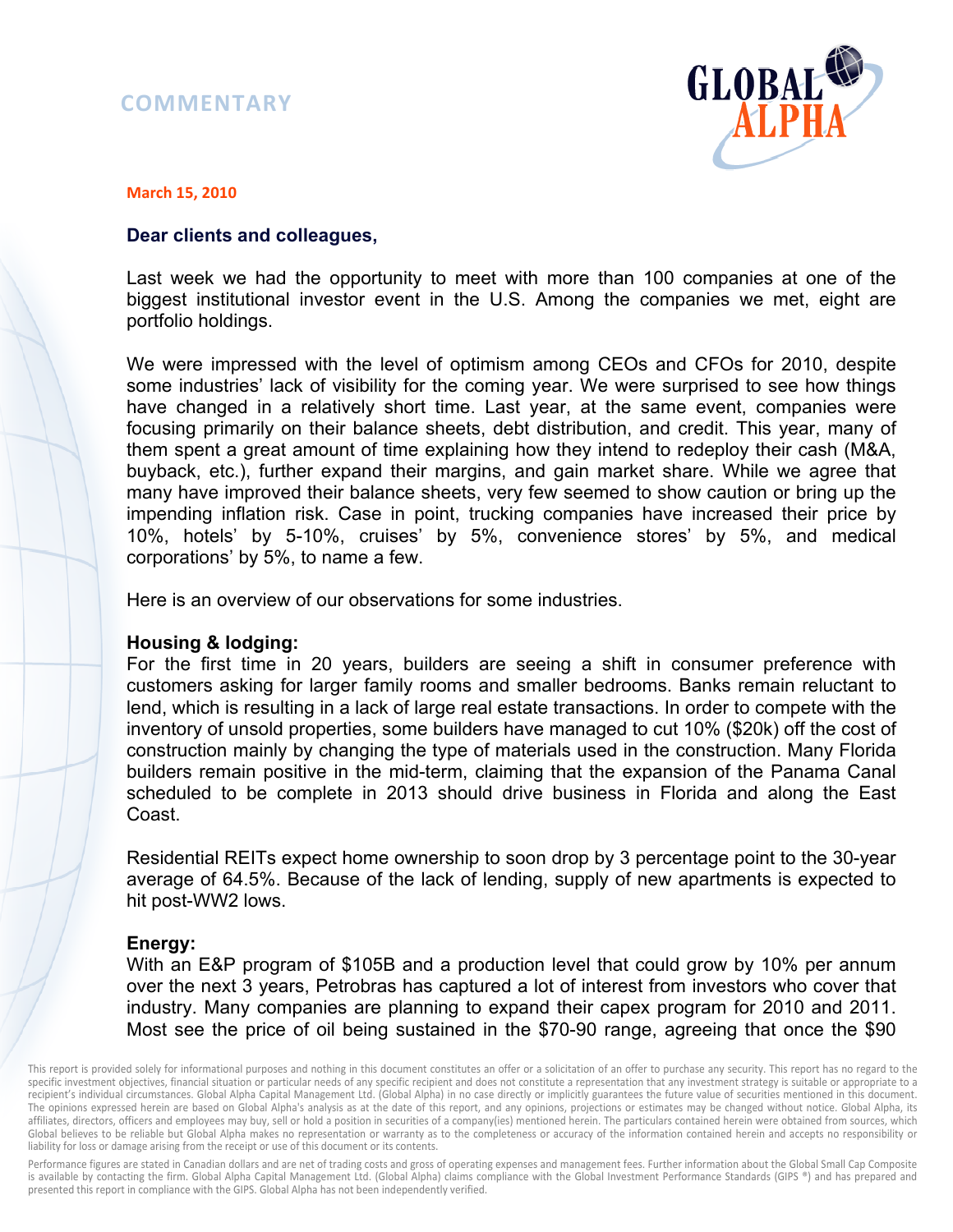# COMMENTARY

**March 15, 2010**

**Dear clients and colleagues,**

Last week we had the opportunity to meet with more than 100 companies at one of the biggest institutional investor event in the U.S. Among the companies we met, eight are portfolio holdings.

We were impressed with the level of optimism among CEOs and CFOs for 2010, despite some industries' lack of visibility for the coming year. We were surprised to see how things have changed in a relatively short time. Last year, at the same event, companies were focusing primarily on their balance sheets, debt distribution, and credit. This year, many of them spent a great amount of time explaining how they intend to redeploy their cash (M&A, buyback, etc.), further expand their margins, and gain market share. While we agree that many have improved their balance sheets, very few seemed to show caution or bring up the impending inflation risk. Case in point, trucking companies have increased their price by 10%, hotels' by 5-10%, cruises' by 5%, convenience stores' by 5%, and medical corporations' by 5%, to name a few.

Here is an overview of our observations for some industries.

**Housing & lodging:**
For the first time in 20 years, builders are seeing a shift in consumer preference with customers asking for larger family rooms and smaller bedrooms. Banks remain reluctant to lend, which is resulting in a lack of large real estate transactions. In order to compete with the inventory of unsold properties, some builders have managed to cut 10% ($20k) off the cost of construction mainly by changing the type of materials used in the construction. Many Florida builders remain positive in the mid-term, claiming that the expansion of the Panama Canal scheduled to be complete in 2013 should drive business in Florida and along the East Coast.

Residential REITs expect home ownership to soon drop by 3 percentage point to the 30-year average of 64.5%. Because of the lack of lending, supply of new apartments is expected to hit post-WW2 lows.

**Energy:**
With an E&P program of $105B and a production level that could grow by 10% per annum over the next 3 years, Petrobras has captured a lot of interest from investors who cover that industry. Many companies are planning to expand their capex program for 2010 and 2011. Most see the price of oil being sustained in the $70-90 range, agreeing that once the $90

This report is provided solely for informational purposes and nothing in this document constitutes an offer or a solicitation of an offer to purchase any security. This report has no regard to the specific investment objectives, financial situation or particular needs of any specific recipient and does not constitute a representation that any investment strategy is suitable or appropriate to a recipient's individual circumstances. Global Alpha Capital Management Ltd. (Global Alpha) in no case directly or implicitly guarantees the future value of securities mentioned in this document. The opinions expressed herein are based on Global Alpha's analysis as at the date of this report, and any opinions, projections or estimates may be changed without notice. Global Alpha, its affiliates, directors, officers and employees may buy, sell or hold a position in securities of a company(ies) mentioned herein. The particulars contained herein were obtained from sources, which Global believes to be reliable but Global Alpha makes no representation or warranty as to the completeness or accuracy of the information contained herein and accepts no responsibility or liability for loss or damage arising from the receipt or use of this document or its contents.

Performance figures are stated in Canadian dollars and are net of trading costs and gross of operating expenses and management fees. Further information about the Global Small Cap Composite is available by contacting the firm. Global Alpha Capital Management Ltd. (Global Alpha) claims compliance with the Global Investment Performance Standards (GIPS ®) and has prepared and presented this report in compliance with the GIPS. Global Alpha has not been independently verified.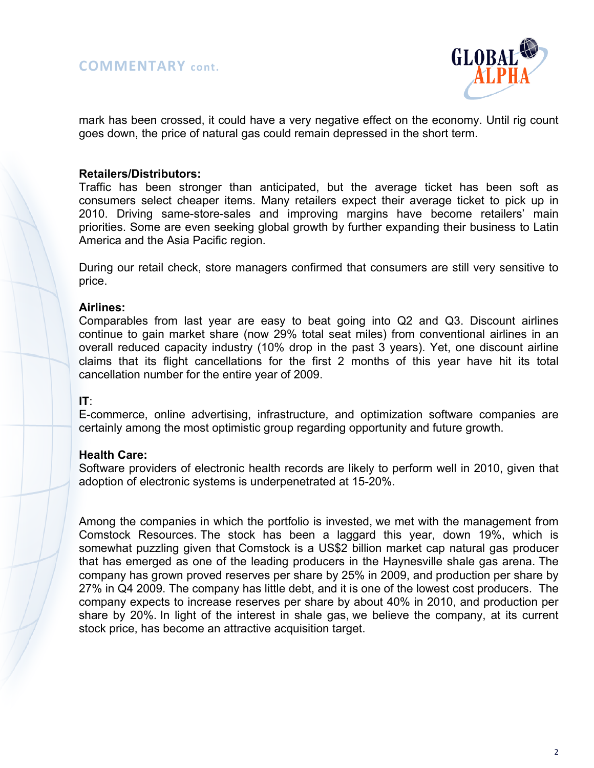mark has been crossed, it could have a very negative effect on the economy. Until rig count goes down, the price of natural gas could remain depressed in the short term.

**Retailers/Distributors:**
Traffic has been stronger than anticipated, but the average ticket has been soft as consumers select cheaper items. Many retailers expect their average ticket to pick up in 2010. Driving same-store-sales and improving margins have become retailers' main priorities. Some are even seeking global growth by further expanding their business to Latin America and the Asia Pacific region.

During our retail check, store managers confirmed that consumers are still very sensitive to price.

**Airlines:**
Comparables from last year are easy to beat going into Q2 and Q3. Discount airlines continue to gain market share (now 29% total seat miles) from conventional airlines in an overall reduced capacity industry (10% drop in the past 3 years). Yet, one discount airline claims that its flight cancellations for the first 2 months of this year have hit its total cancellation number for the entire year of 2009.

**IT**:
E-commerce, online advertising, infrastructure, and optimization software companies are certainly among the most optimistic group regarding opportunity and future growth.

**Health Care:**
Software providers of electronic health records are likely to perform well in 2010, given that adoption of electronic systems is underpenetrated at 15-20%.

Among the companies in which the portfolio is invested, we met with the management from Comstock Resources. The stock has been a laggard this year, down 19%, which is somewhat puzzling given that Comstock is a US$2 billion market cap natural gas producer that has emerged as one of the leading producers in the Haynesville shale gas arena. The company has grown proved reserves per share by 25% in 2009, and production per share by 27% in Q4 2009. The company has little debt, and it is one of the lowest cost producers. The company expects to increase reserves per share by about 40% in 2010, and production per share by 20%. In light of the interest in shale gas, we believe the company, at its current stock price, has become an attractive acquisition target.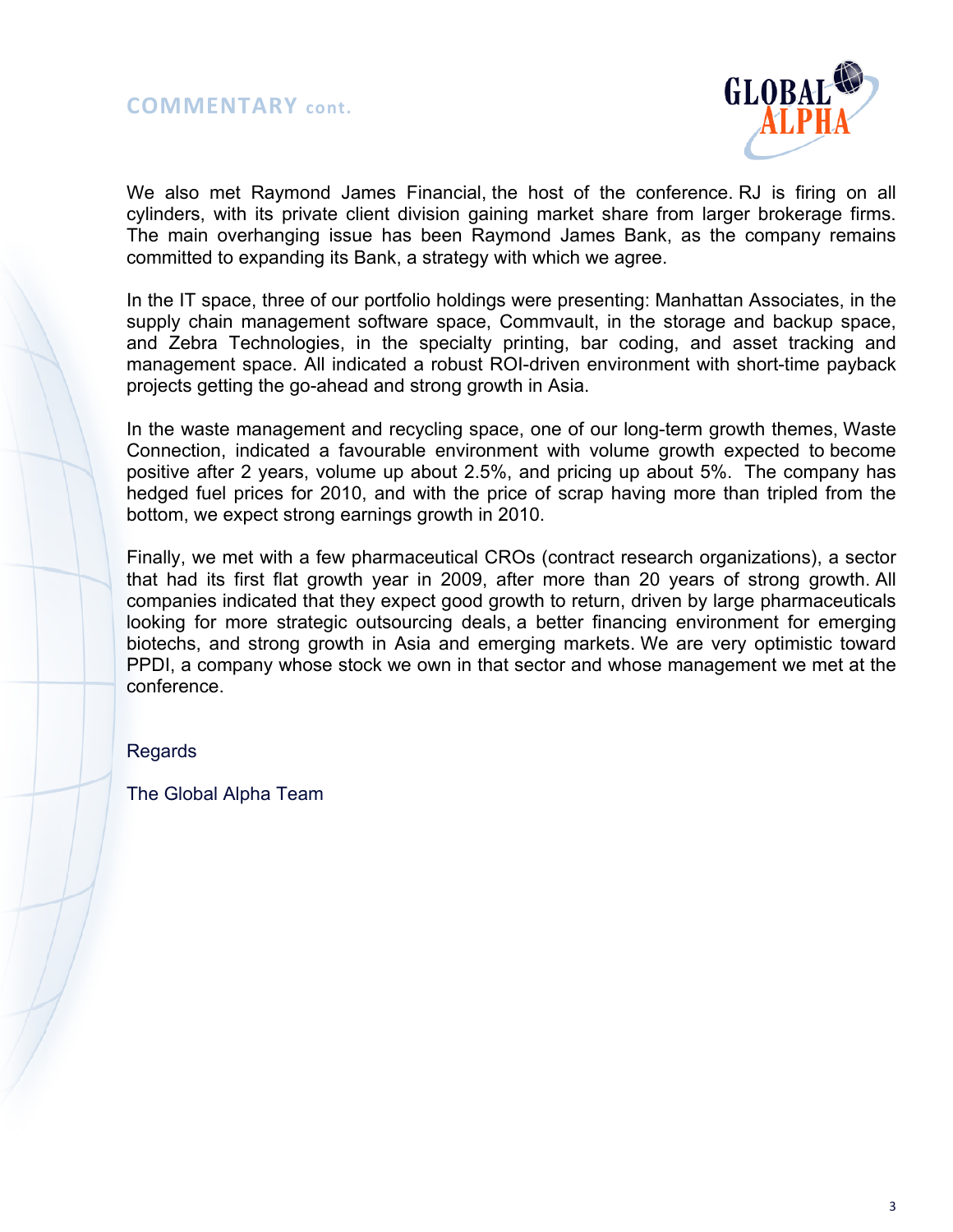## COMMENTARY cont.

We also met Raymond James Financial, the host of the conference. RJ is firing on all cylinders, with its private client division gaining market share from larger brokerage firms. The main overhanging issue has been Raymond James Bank, as the company remains committed to expanding its Bank, a strategy with which we agree.

In the IT space, three of our portfolio holdings were presenting: Manhattan Associates, in the supply chain management software space, Commvault, in the storage and backup space, and Zebra Technologies, in the specialty printing, bar coding, and asset tracking and management space. All indicated a robust ROI-driven environment with short-time payback projects getting the go-ahead and strong growth in Asia.

In the waste management and recycling space, one of our long-term growth themes, Waste Connection, indicated a favourable environment with volume growth expected to become positive after 2 years, volume up about 2.5%, and pricing up about 5%. The company has hedged fuel prices for 2010, and with the price of scrap having more than tripled from the bottom, we expect strong earnings growth in 2010.

Finally, we met with a few pharmaceutical CROs (contract research organizations), a sector that had its first flat growth year in 2009, after more than 20 years of strong growth. All companies indicated that they expect good growth to return, driven by large pharmaceuticals looking for more strategic outsourcing deals, a better financing environment for emerging biotechs, and strong growth in Asia and emerging markets. We are very optimistic toward PPDI, a company whose stock we own in that sector and whose management we met at the conference.

Regards

The Global Alpha Team